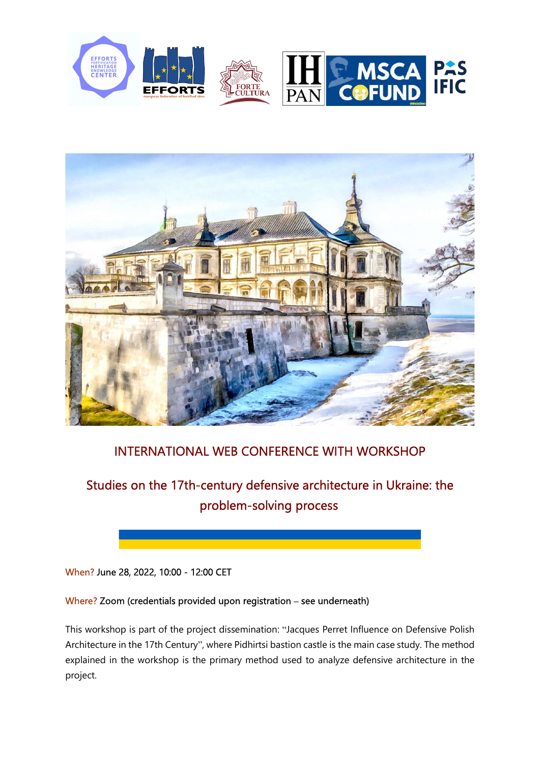## INTERNATIONAL WEB CONFERENCE WITH WORKSHOP

# Studies on the 17th-century defensive architecture in Ukraine: the problem-solving process

When? June 28, 2022, 10:00 - 12:00 CET

Where? Zoom (credentials provided upon registration – see underneath)

This workshop is part of the project dissemination: "Jacques Perret Influence on Defensive Polish Architecture in the 17th Century", where Pidhirtsi bastion castle is the main case study. The method explained in the workshop is the primary method used to analyze defensive architecture in the project.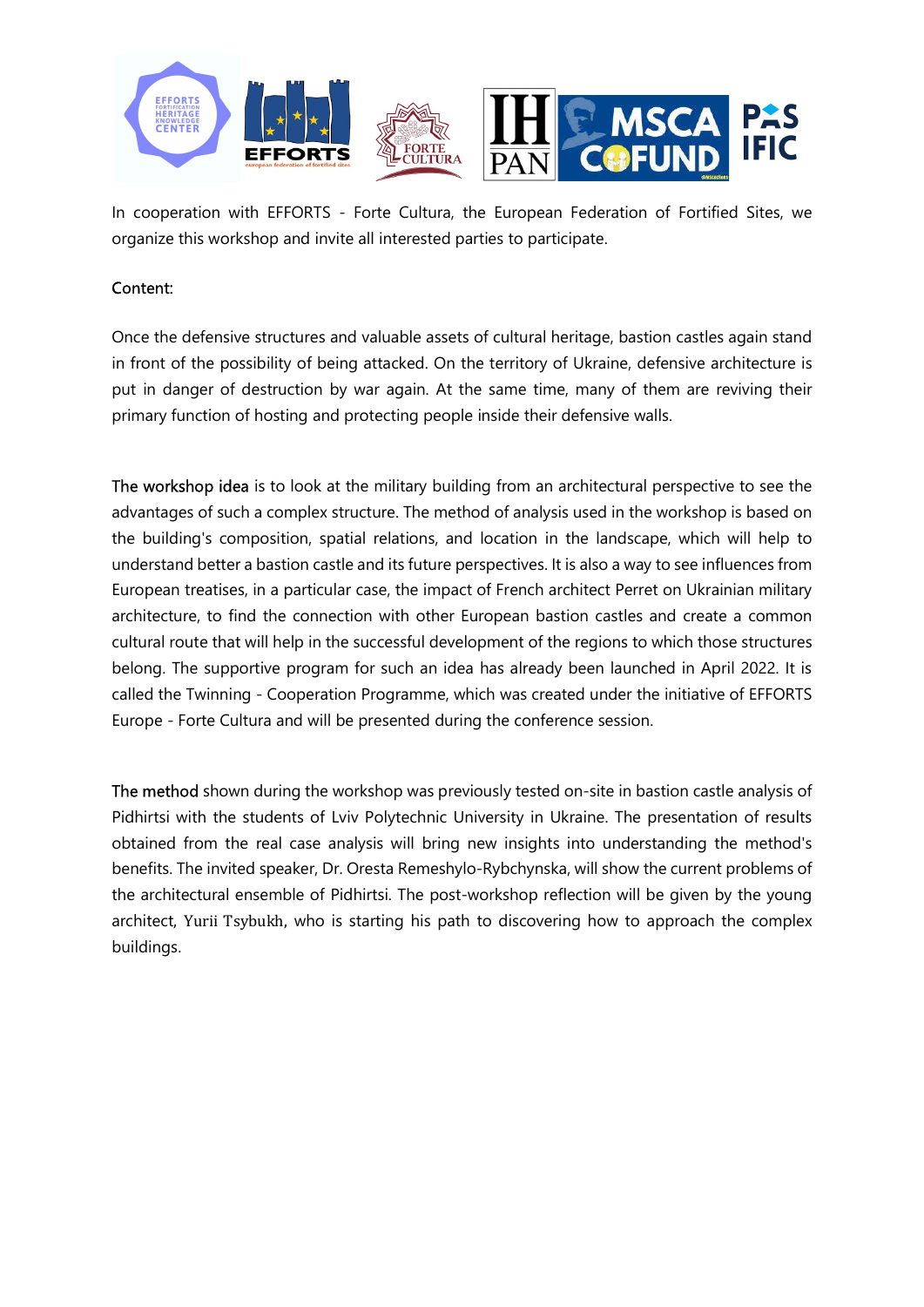In cooperation with EFFORTS - Forte Cultura, the European Federation of Fortified Sites, we organize this workshop and invite all interested parties to participate.

Content:

Once the defensive structures and valuable assets of cultural heritage, bastion castles again stand in front of the possibility of being attacked. On the territory of Ukraine, defensive architecture is put in danger of destruction by war again. At the same time, many of them are reviving their primary function of hosting and protecting people inside their defensive walls.

The workshop idea is to look at the military building from an architectural perspective to see the advantages of such a complex structure. The method of analysis used in the workshop is based on the building's composition, spatial relations, and location in the landscape, which will help to understand better a bastion castle and its future perspectives. It is also a way to see influences from European treatises, in a particular case, the impact of French architect Perret on Ukrainian military architecture, to find the connection with other European bastion castles and create a common cultural route that will help in the successful development of the regions to which those structures belong. The supportive program for such an idea has already been launched in April 2022. It is called the Twinning - Cooperation Programme, which was created under the initiative of EFFORTS Europe - Forte Cultura and will be presented during the conference session.

The method shown during the workshop was previously tested on-site in bastion castle analysis of Pidhirtsi with the students of Lviv Polytechnic University in Ukraine. The presentation of results obtained from the real case analysis will bring new insights into understanding the method's benefits. The invited speaker, Dr. Oresta Remeshylo-Rybchynska, will show the current problems of the architectural ensemble of Pidhirtsi. The post-workshop reflection will be given by the young architect, Yurii Tsybukh, who is starting his path to discovering how to approach the complex buildings.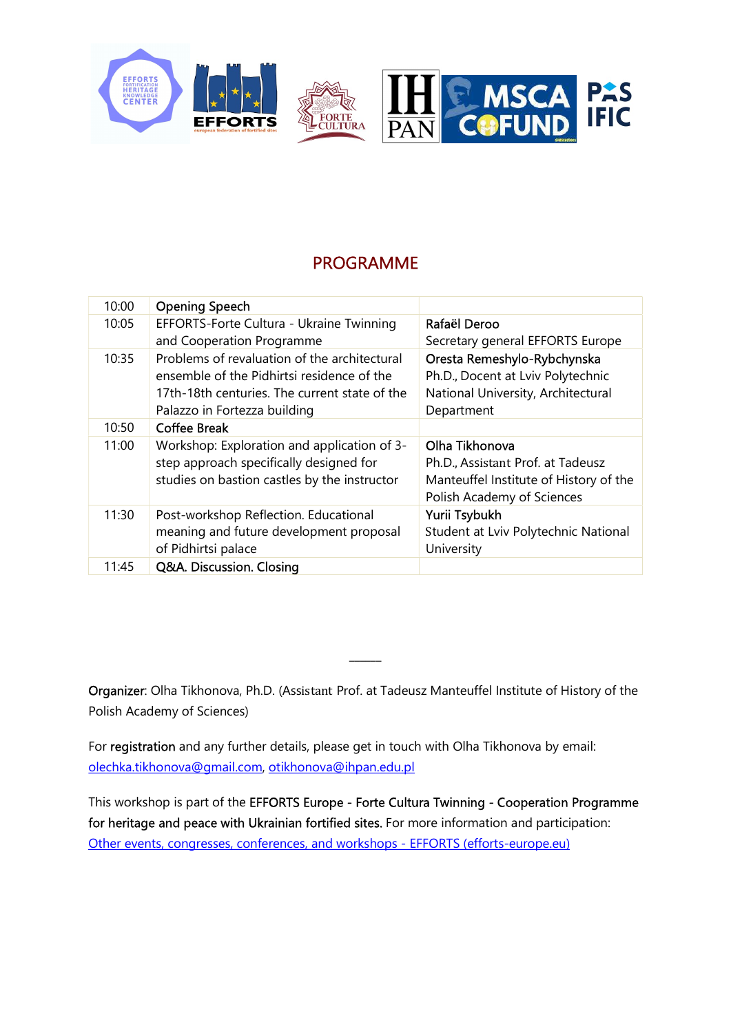## PROGRAMME

| | | |
|---|---|---|
| 10:00 | Opening Speech | |
| 10:05 | EFFORTS-Forte Cultura - Ukraine Twinning and Cooperation Programme | Rafaël Deroo<br>Secretary general EFFORTS Europe |
| 10:35 | Problems of revaluation of the architectural ensemble of the Pidhirtsi residence of the 17th-18th centuries. The current state of the Palazzo in Fortezza building | Oresta Remeshylo-Rybchynska<br>Ph.D., Docent at Lviv Polytechnic National University, Architectural Department |
| 10:50 | Coffee Break | |
| 11:00 | Workshop: Exploration and application of 3-step approach specifically designed for studies on bastion castles by the instructor | Olha Tikhonova<br>Ph.D., Assistant Prof. at Tadeusz Manteuffel Institute of History of the Polish Academy of Sciences |
| 11:30 | Post-workshop Reflection. Educational meaning and future development proposal of Pidhirtsi palace | Yurii Tsybukh<br>Student at Lviv Polytechnic National University |
| 11:45 | Q&A. Discussion. Closing | |

---

**Organizer**: Olha Tikhonova, Ph.D. (Assistant Prof. at Tadeusz Manteuffel Institute of History of the Polish Academy of Sciences)

For **registration** and any further details, please get in touch with Olha Tikhonova by email: olechka.tikhonova@gmail.com, otikhonova@ihpan.edu.pl

This workshop is part of the **EFFORTS Europe - Forte Cultura Twinning - Cooperation Programme for heritage and peace with Ukrainian fortified sites.** For more information and participation: Other events, congresses, conferences, and workshops - EFFORTS (efforts-europe.eu)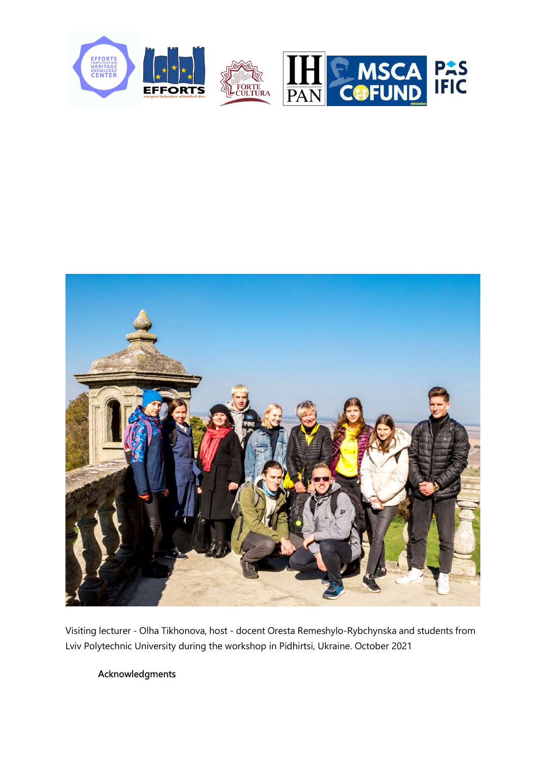Visiting lecturer - Olha Tikhonova, host - docent Oresta Remeshylo-Rybchynska and students from Lviv Polytechnic University during the workshop in Pidhirtsi, Ukraine. October 2021

## Acknowledgments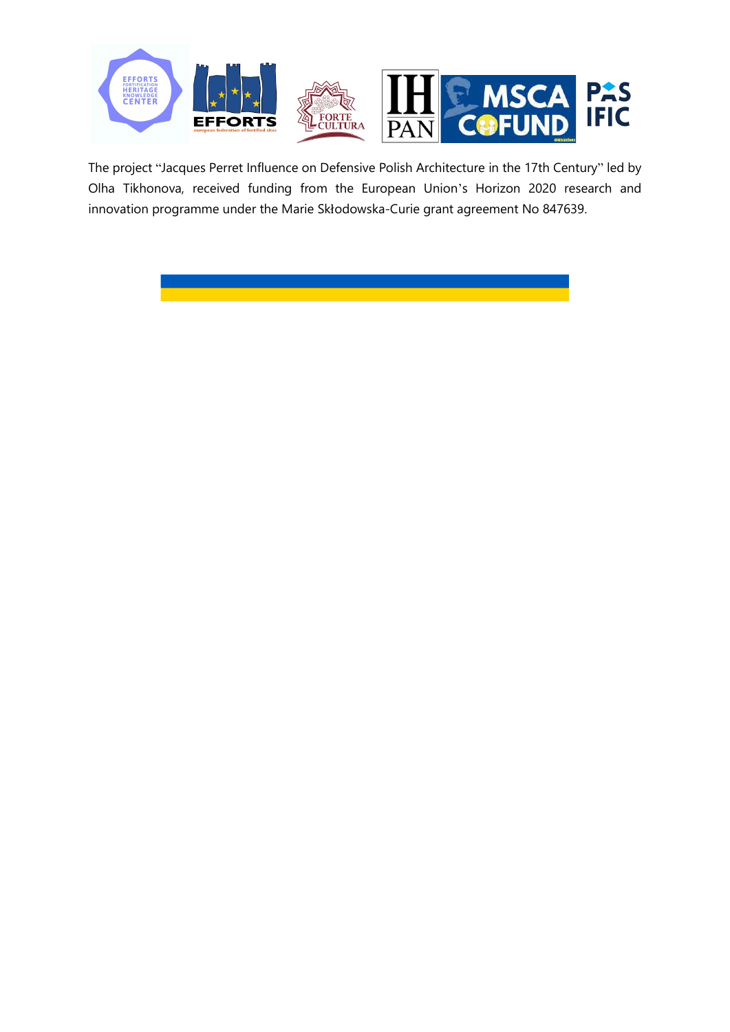The project "Jacques Perret Influence on Defensive Polish Architecture in the 17th Century" led by Olha Tikhonova, received funding from the European Union's Horizon 2020 research and innovation programme under the Marie Skłodowska-Curie grant agreement No 847639.